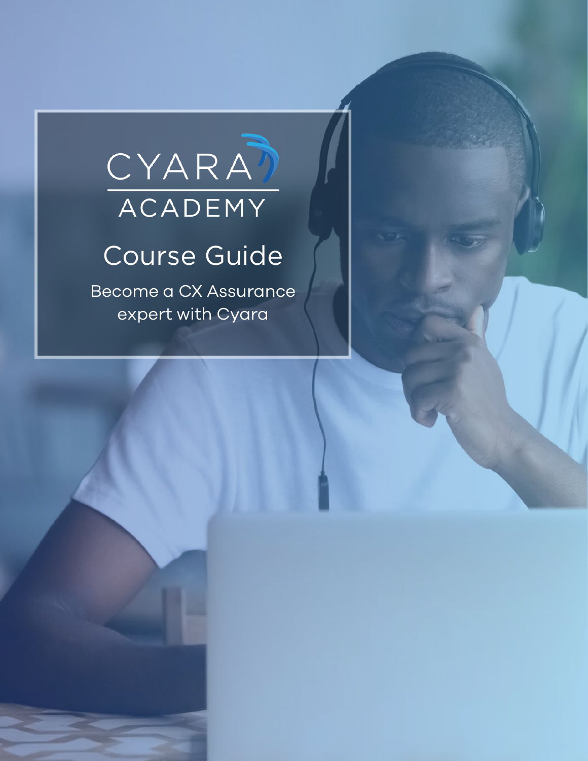# CYARA ACADEMY

## Course Guide

Become a CX Assurance expert with Cyara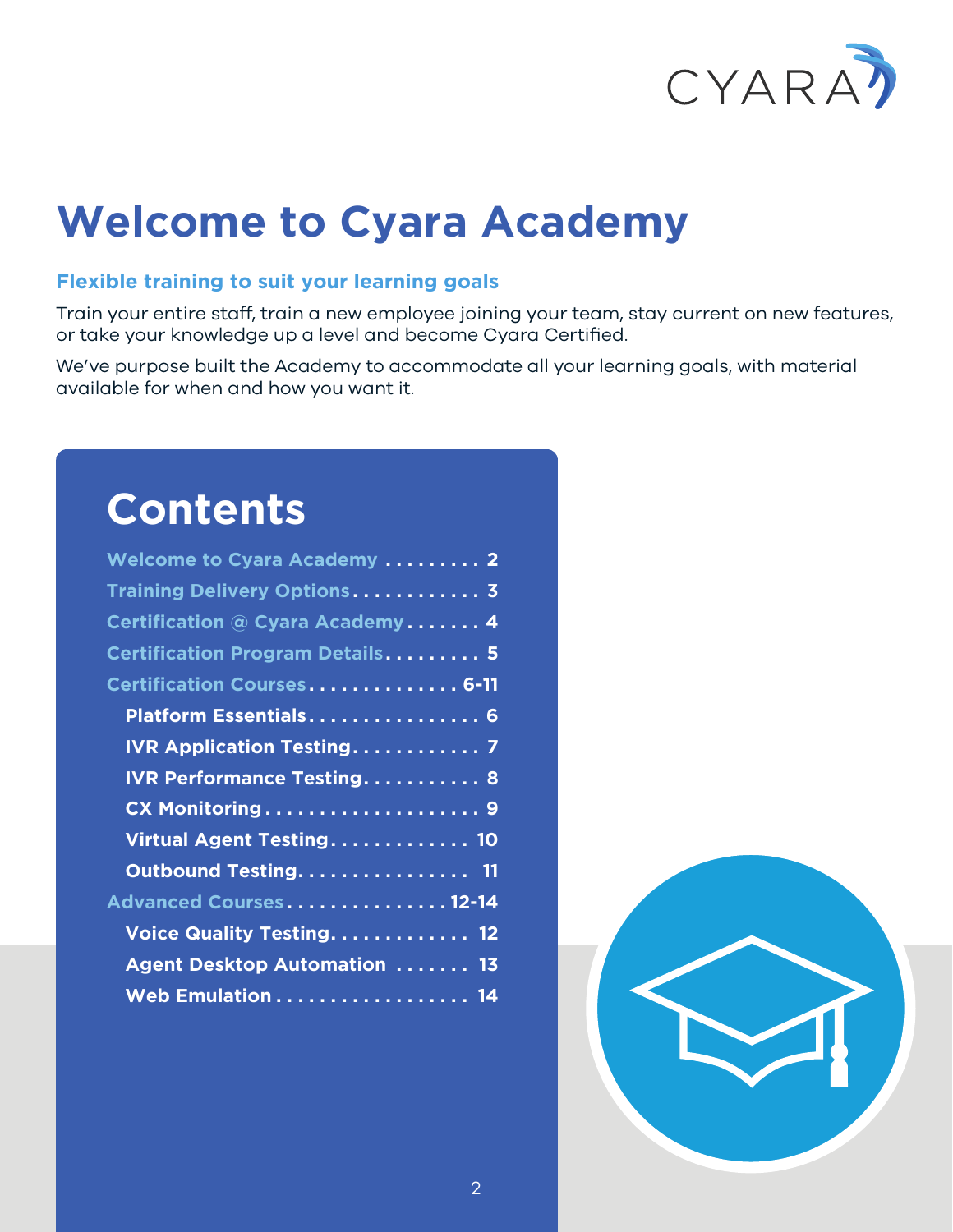# Welcome to Cyara Academy

### Flexible training to suit your learning goals

Train your entire staff, train a new employee joining your team, stay current on new features, or take your knowledge up a level and become Cyara Certified.

We've purpose built the Academy to accommodate all your learning goals, with material available for when and how you want it.

## Contents

- Welcome to Cyara Academy . . . . . . . . . 2
- Training Delivery Options . . . . . . . . . . . . 3
- Certification @ Cyara Academy . . . . . . . 4
- Certification Program Details . . . . . . . . . 5
- Certification Courses . . . . . . . . . . . . . . 6-11
  - **Platform Essentials . . . . . . . . . . . . . . . . 6**
  - **IVR Application Testing . . . . . . . . . . . . 7**
  - **IVR Performance Testing . . . . . . . . . . . 8**
  - **CX Monitoring . . . . . . . . . . . . . . . . . . . . 9**
  - **Virtual Agent Testing . . . . . . . . . . . . . 10**
  - **Outbound Testing . . . . . . . . . . . . . . . . 11**
- Advanced Courses . . . . . . . . . . . . . . . 12-14
  - **Voice Quality Testing . . . . . . . . . . . . . 12**
  - **Agent Desktop Automation . . . . . . . 13**
  - **Web Emulation . . . . . . . . . . . . . . . . . . 14**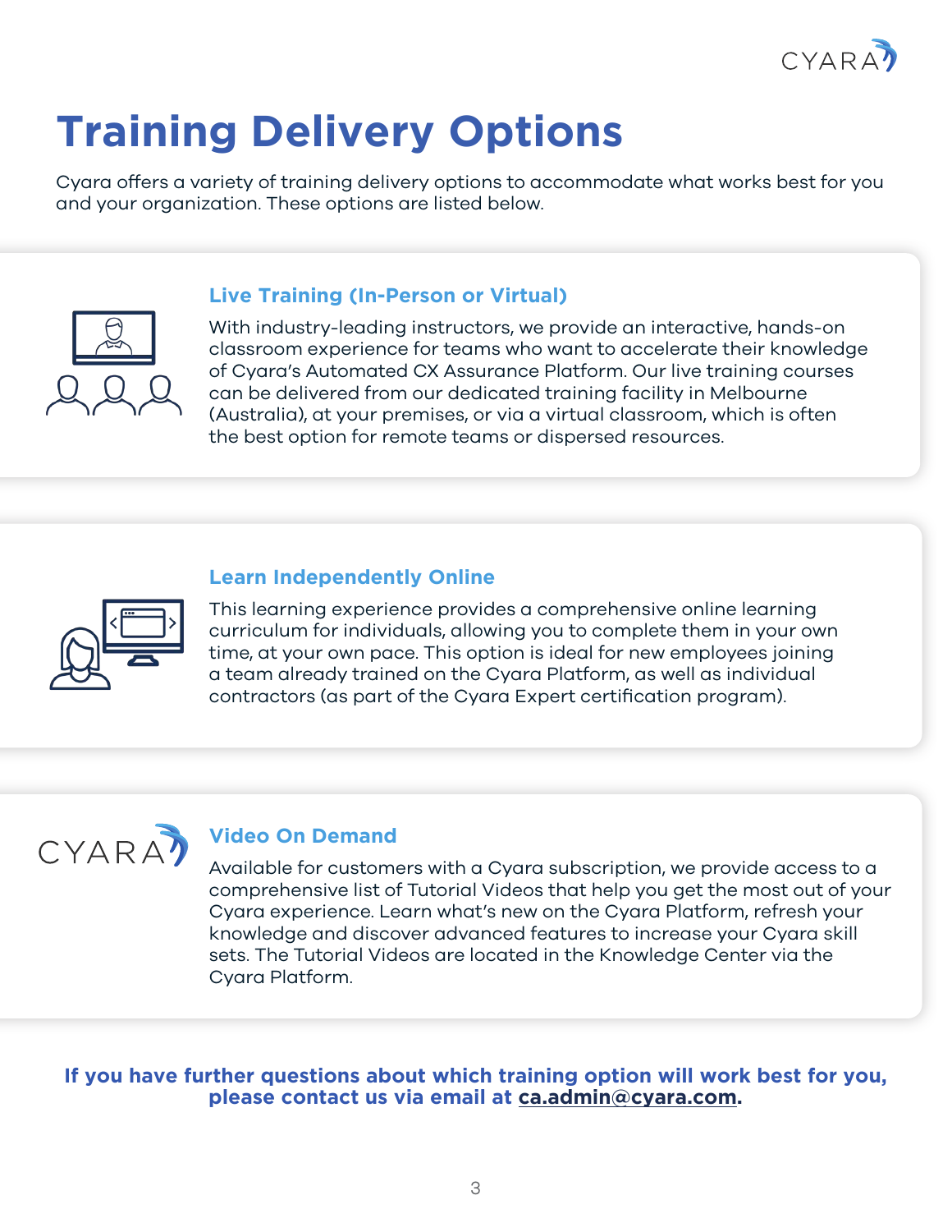# Training Delivery Options

Cyara offers a variety of training delivery options to accommodate what works best for you and your organization. These options are listed below.

### Live Training (In-Person or Virtual)

With industry-leading instructors, we provide an interactive, hands-on classroom experience for teams who want to accelerate their knowledge of Cyara's Automated CX Assurance Platform. Our live training courses can be delivered from our dedicated training facility in Melbourne (Australia), at your premises, or via a virtual classroom, which is often the best option for remote teams or dispersed resources.

### Learn Independently Online

This learning experience provides a comprehensive online learning curriculum for individuals, allowing you to complete them in your own time, at your own pace. This option is ideal for new employees joining a team already trained on the Cyara Platform, as well as individual contractors (as part of the Cyara Expert certification program).

### Video On Demand

Available for customers with a Cyara subscription, we provide access to a comprehensive list of Tutorial Videos that help you get the most out of your Cyara experience. Learn what's new on the Cyara Platform, refresh your knowledge and discover advanced features to increase your Cyara skill sets. The Tutorial Videos are located in the Knowledge Center via the Cyara Platform.

**If you have further questions about which training option will work best for you, please contact us via email at ca.admin@cyara.com.**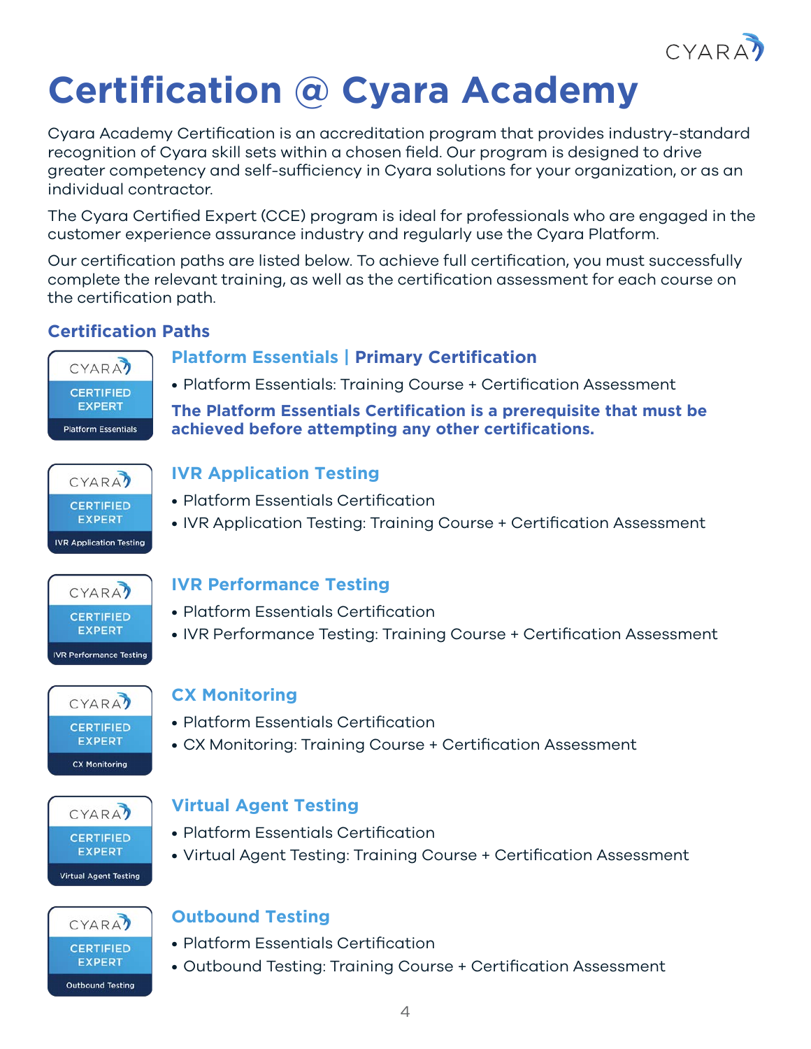# Certification @ Cyara Academy

Cyara Academy Certification is an accreditation program that provides industry-standard recognition of Cyara skill sets within a chosen field. Our program is designed to drive greater competency and self-sufficiency in Cyara solutions for your organization, or as an individual contractor.

The Cyara Certified Expert (CCE) program is ideal for professionals who are engaged in the customer experience assurance industry and regularly use the Cyara Platform.

Our certification paths are listed below. To achieve full certification, you must successfully complete the relevant training, as well as the certification assessment for each course on the certification path.

## Certification Paths

### Platform Essentials | Primary Certification

- Platform Essentials: Training Course + Certification Assessment

**The Platform Essentials Certification is a prerequisite that must be achieved before attempting any other certifications.**

### IVR Application Testing

- Platform Essentials Certification
- IVR Application Testing: Training Course + Certification Assessment

### IVR Performance Testing

- Platform Essentials Certification
- IVR Performance Testing: Training Course + Certification Assessment

### CX Monitoring

- Platform Essentials Certification
- CX Monitoring: Training Course + Certification Assessment

### Virtual Agent Testing

- Platform Essentials Certification
- Virtual Agent Testing: Training Course + Certification Assessment

### Outbound Testing

- Platform Essentials Certification
- Outbound Testing: Training Course + Certification Assessment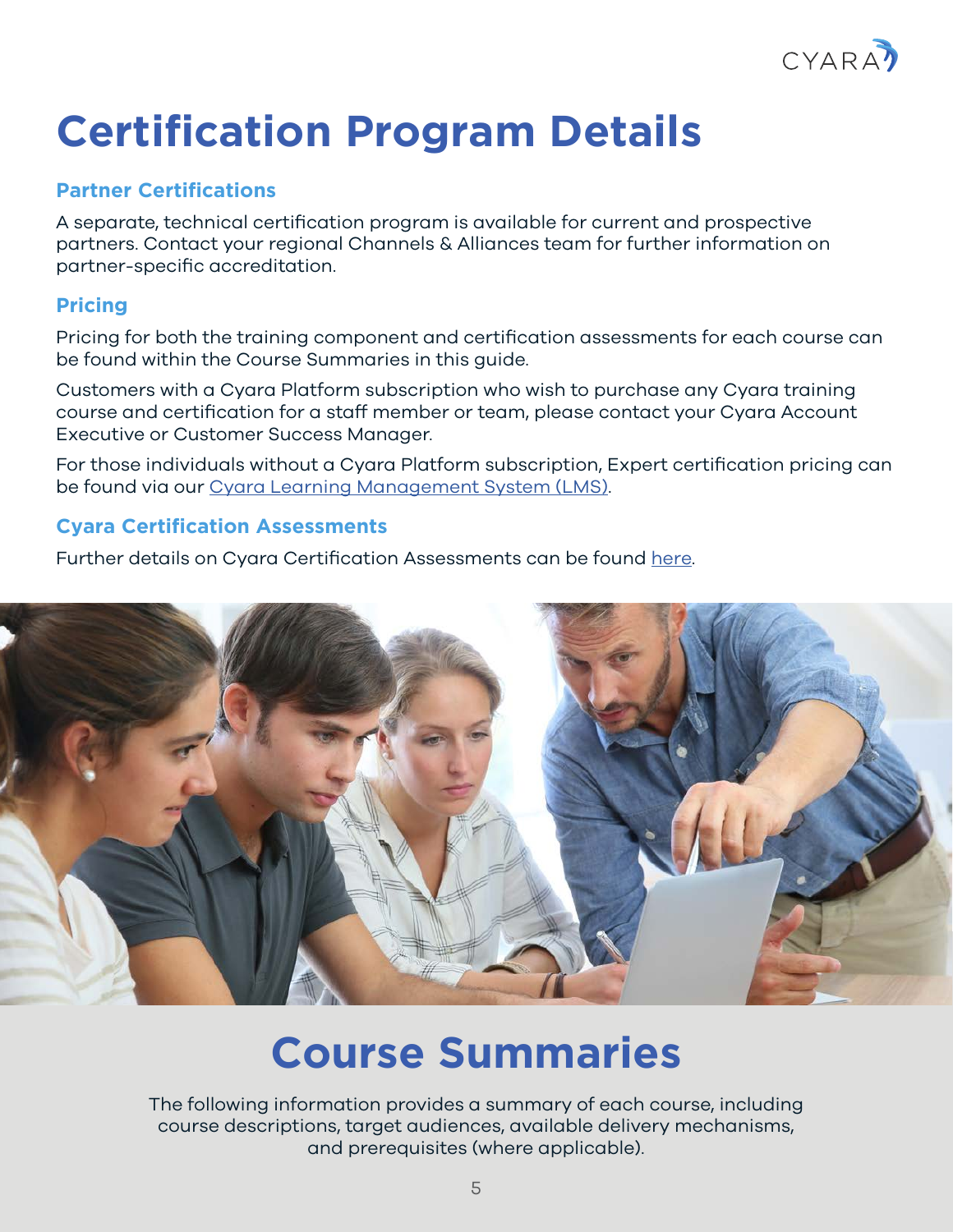# Certification Program Details

### Partner Certifications

A separate, technical certification program is available for current and prospective partners. Contact your regional Channels & Alliances team for further information on partner-specific accreditation.

### Pricing

Pricing for both the training component and certification assessments for each course can be found within the Course Summaries in this guide.

Customers with a Cyara Platform subscription who wish to purchase any Cyara training course and certification for a staff member or team, please contact your Cyara Account Executive or Customer Success Manager.

For those individuals without a Cyara Platform subscription, Expert certification pricing can be found via our Cyara Learning Management System (LMS).

### Cyara Certification Assessments

Further details on Cyara Certification Assessments can be found here.

# Course Summaries

The following information provides a summary of each course, including course descriptions, target audiences, available delivery mechanisms, and prerequisites (where applicable).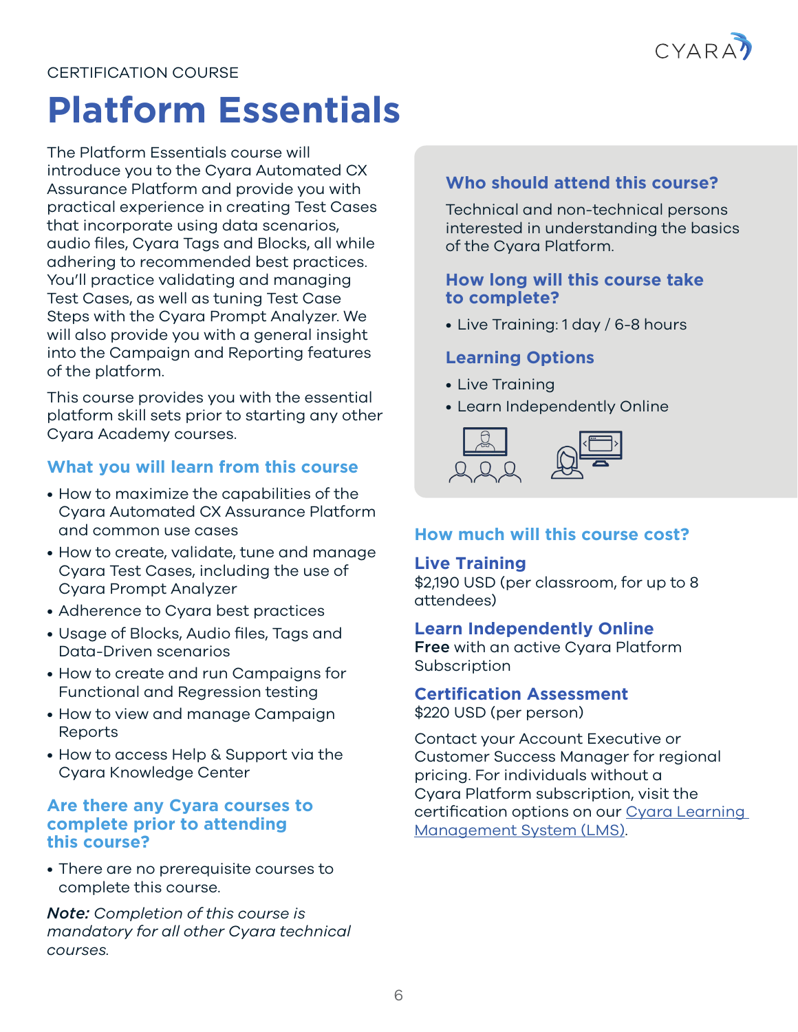CERTIFICATION COURSE

# Platform Essentials

The Platform Essentials course will introduce you to the Cyara Automated CX Assurance Platform and provide you with practical experience in creating Test Cases that incorporate using data scenarios, audio files, Cyara Tags and Blocks, all while adhering to recommended best practices. You'll practice validating and managing Test Cases, as well as tuning Test Case Steps with the Cyara Prompt Analyzer. We will also provide you with a general insight into the Campaign and Reporting features of the platform.

This course provides you with the essential platform skill sets prior to starting any other Cyara Academy courses.

## What you will learn from this course

- How to maximize the capabilities of the Cyara Automated CX Assurance Platform and common use cases
- How to create, validate, tune and manage Cyara Test Cases, including the use of Cyara Prompt Analyzer
- Adherence to Cyara best practices
- Usage of Blocks, Audio files, Tags and Data-Driven scenarios
- How to create and run Campaigns for Functional and Regression testing
- How to view and manage Campaign Reports
- How to access Help & Support via the Cyara Knowledge Center

## Are there any Cyara courses to complete prior to attending this course?

- There are no prerequisite courses to complete this course.

***Note:*** *Completion of this course is mandatory for all other Cyara technical courses.*

## Who should attend this course?

Technical and non-technical persons interested in understanding the basics of the Cyara Platform.

## How long will this course take to complete?

- Live Training: 1 day / 6-8 hours

## Learning Options

- Live Training
- Learn Independently Online

## How much will this course cost?

### Live Training

$2,190 USD (per classroom, for up to 8 attendees)

### Learn Independently Online

**Free** with an active Cyara Platform Subscription

### Certification Assessment

$220 USD (per person)

Contact your Account Executive or Customer Success Manager for regional pricing. For individuals without a Cyara Platform subscription, visit the certification options on our [Cyara Learning Management System (LMS)](Cyara Learning Management System (LMS)).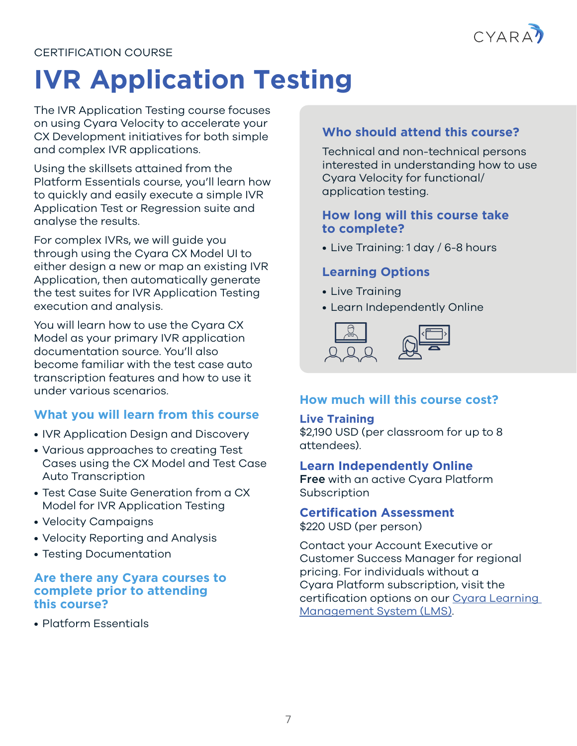CERTIFICATION COURSE

# IVR Application Testing

The IVR Application Testing course focuses on using Cyara Velocity to accelerate your CX Development initiatives for both simple and complex IVR applications.

Using the skillsets attained from the Platform Essentials course, you'll learn how to quickly and easily execute a simple IVR Application Test or Regression suite and analyse the results.

For complex IVRs, we will guide you through using the Cyara CX Model UI to either design a new or map an existing IVR Application, then automatically generate the test suites for IVR Application Testing execution and analysis.

You will learn how to use the Cyara CX Model as your primary IVR application documentation source. You'll also become familiar with the test case auto transcription features and how to use it under various scenarios.

## What you will learn from this course

- IVR Application Design and Discovery
- Various approaches to creating Test Cases using the CX Model and Test Case Auto Transcription
- Test Case Suite Generation from a CX Model for IVR Application Testing
- Velocity Campaigns
- Velocity Reporting and Analysis
- Testing Documentation

## Are there any Cyara courses to complete prior to attending this course?

- Platform Essentials

## Who should attend this course?

Technical and non-technical persons interested in understanding how to use Cyara Velocity for functional/ application testing.

## How long will this course take to complete?

- Live Training: 1 day / 6-8 hours

## Learning Options

- Live Training
- Learn Independently Online

## How much will this course cost?

### Live Training

$2,190 USD (per classroom for up to 8 attendees).

### Learn Independently Online

**Free** with an active Cyara Platform Subscription

### Certification Assessment

$220 USD (per person)

Contact your Account Executive or Customer Success Manager for regional pricing. For individuals without a Cyara Platform subscription, visit the certification options on our Cyara Learning Management System (LMS).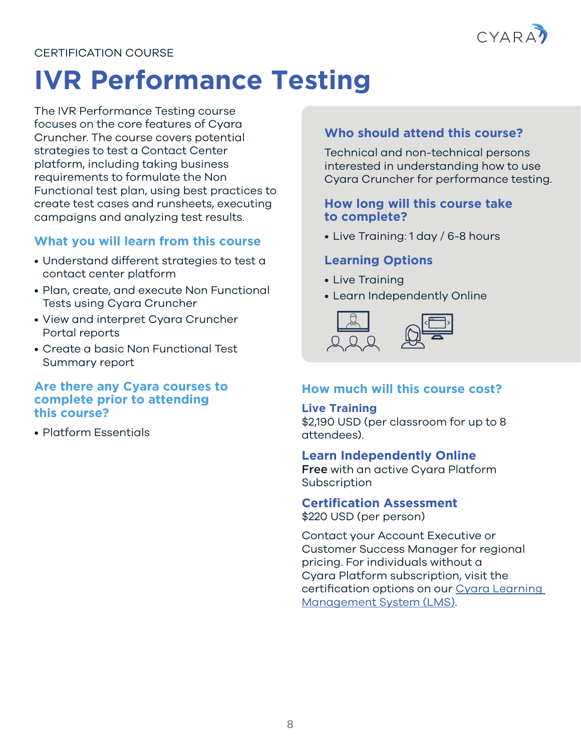CERTIFICATION COURSE

# IVR Performance Testing

The IVR Performance Testing course focuses on the core features of Cyara Cruncher. The course covers potential strategies to test a Contact Center platform, including taking business requirements to formulate the Non Functional test plan, using best practices to create test cases and runsheets, executing campaigns and analyzing test results.

## What you will learn from this course

- Understand different strategies to test a contact center platform
- Plan, create, and execute Non Functional Tests using Cyara Cruncher
- View and interpret Cyara Cruncher Portal reports
- Create a basic Non Functional Test Summary report

## Are there any Cyara courses to complete prior to attending this course?

- Platform Essentials

## Who should attend this course?

Technical and non-technical persons interested in understanding how to use Cyara Cruncher for performance testing.

## How long will this course take to complete?

- Live Training: 1 day / 6-8 hours

## Learning Options

- Live Training
- Learn Independently Online

## How much will this course cost?

### Live Training

$2,190 USD (per classroom for up to 8 attendees).

### Learn Independently Online

**Free** with an active Cyara Platform Subscription

### Certification Assessment

$220 USD (per person)

Contact your Account Executive or Customer Success Manager for regional pricing. For individuals without a Cyara Platform subscription, visit the certification options on our [Cyara Learning Management System (LMS)].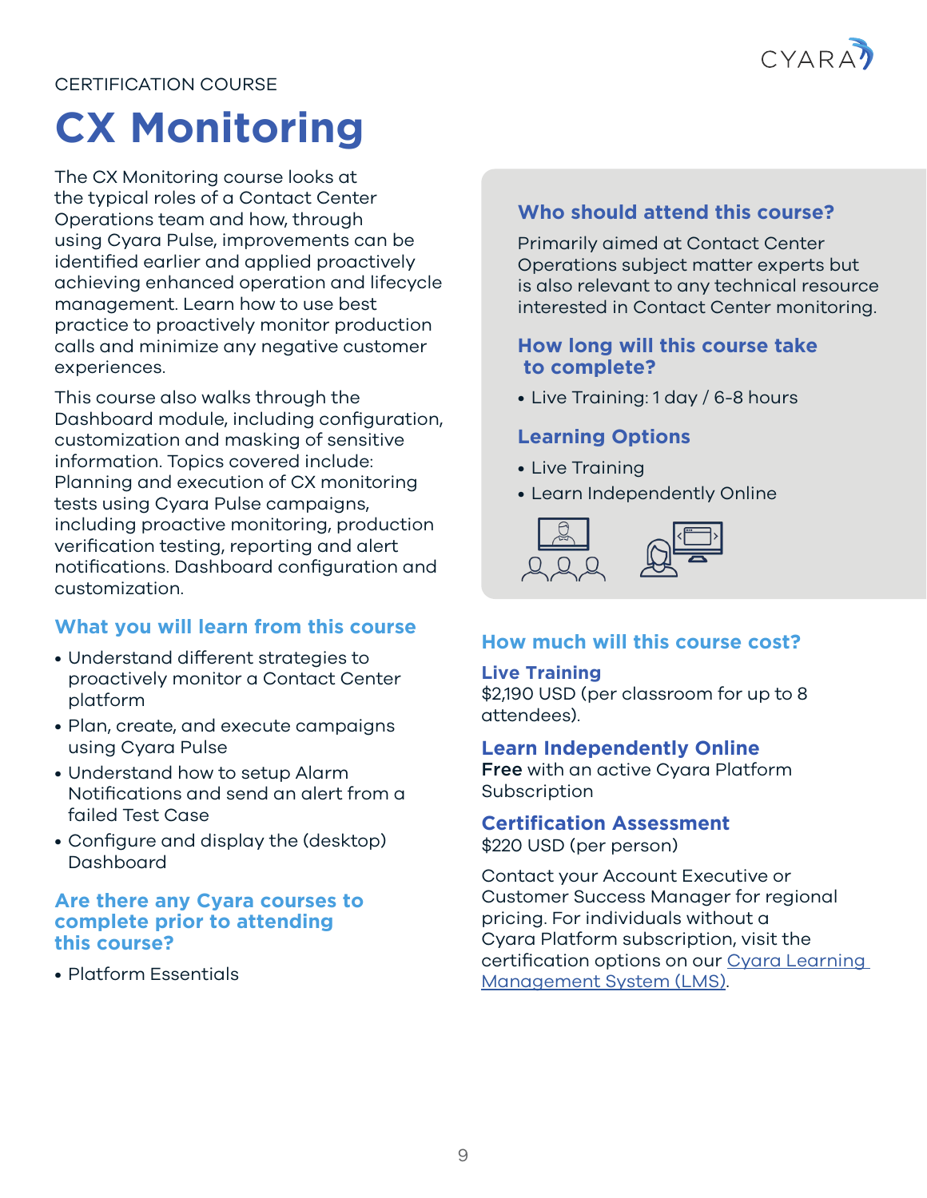CERTIFICATION COURSE

# CX Monitoring

The CX Monitoring course looks at the typical roles of a Contact Center Operations team and how, through using Cyara Pulse, improvements can be identified earlier and applied proactively achieving enhanced operation and lifecycle management. Learn how to use best practice to proactively monitor production calls and minimize any negative customer experiences.

This course also walks through the Dashboard module, including configuration, customization and masking of sensitive information. Topics covered include: Planning and execution of CX monitoring tests using Cyara Pulse campaigns, including proactive monitoring, production verification testing, reporting and alert notifications. Dashboard configuration and customization.

## What you will learn from this course

- Understand different strategies to proactively monitor a Contact Center platform
- Plan, create, and execute campaigns using Cyara Pulse
- Understand how to setup Alarm Notifications and send an alert from a failed Test Case
- Configure and display the (desktop) Dashboard

## Are there any Cyara courses to complete prior to attending this course?

- Platform Essentials

## Who should attend this course?

Primarily aimed at Contact Center Operations subject matter experts but is also relevant to any technical resource interested in Contact Center monitoring.

## How long will this course take to complete?

- Live Training: 1 day / 6-8 hours

## Learning Options

- Live Training
- Learn Independently Online

## How much will this course cost?

### Live Training

$2,190 USD (per classroom for up to 8 attendees).

### Learn Independently Online

**Free** with an active Cyara Platform Subscription

### Certification Assessment

$220 USD (per person)

Contact your Account Executive or Customer Success Manager for regional pricing. For individuals without a Cyara Platform subscription, visit the certification options on our [Cyara Learning Management System (LMS)](#).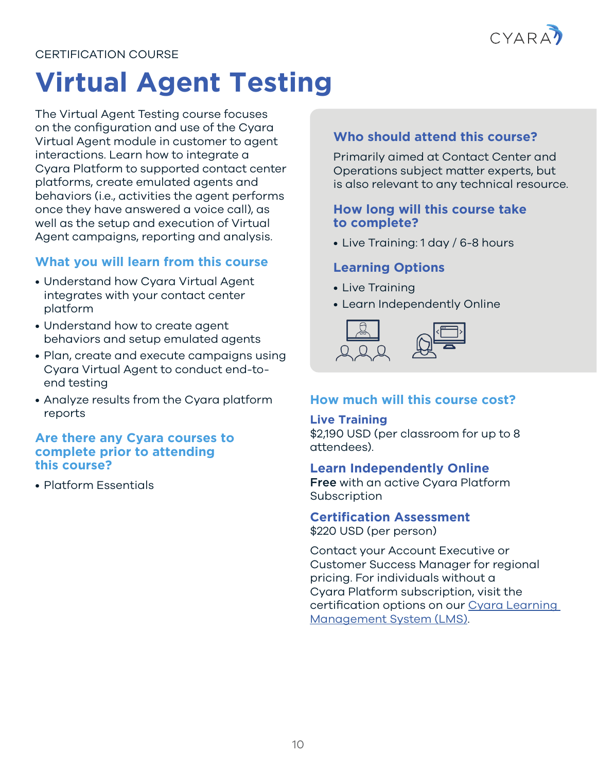CERTIFICATION COURSE

# Virtual Agent Testing

The Virtual Agent Testing course focuses on the configuration and use of the Cyara Virtual Agent module in customer to agent interactions. Learn how to integrate a Cyara Platform to supported contact center platforms, create emulated agents and behaviors (i.e., activities the agent performs once they have answered a voice call), as well as the setup and execution of Virtual Agent campaigns, reporting and analysis.

### What you will learn from this course

- Understand how Cyara Virtual Agent integrates with your contact center platform
- Understand how to create agent behaviors and setup emulated agents
- Plan, create and execute campaigns using Cyara Virtual Agent to conduct end-to-end testing
- Analyze results from the Cyara platform reports

### Are there any Cyara courses to complete prior to attending this course?

- Platform Essentials

### Who should attend this course?

Primarily aimed at Contact Center and Operations subject matter experts, but is also relevant to any technical resource.

### How long will this course take to complete?

- Live Training: 1 day / 6-8 hours

### Learning Options

- Live Training
- Learn Independently Online

### How much will this course cost?

**Live Training**
$2,190 USD (per classroom for up to 8 attendees).

**Learn Independently Online**
**Free** with an active Cyara Platform Subscription

**Certification Assessment**
$220 USD (per person)

Contact your Account Executive or Customer Success Manager for regional pricing. For individuals without a Cyara Platform subscription, visit the certification options on our Cyara Learning Management System (LMS).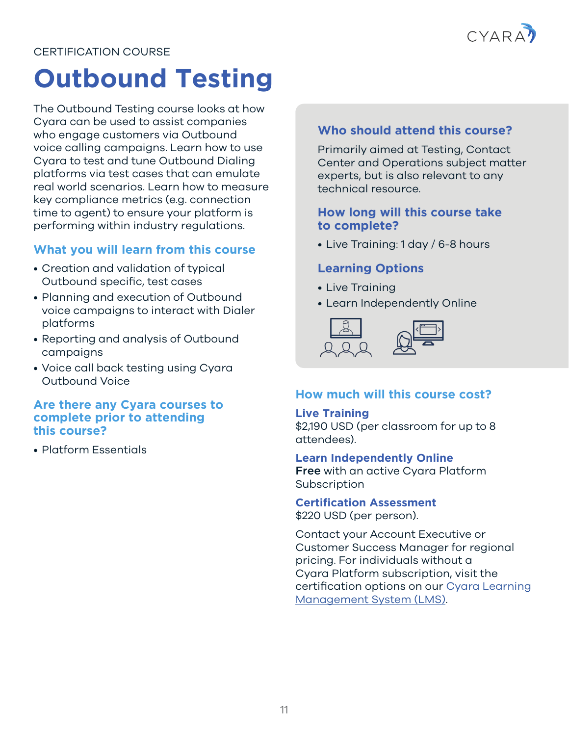CERTIFICATION COURSE

# Outbound Testing

The Outbound Testing course looks at how Cyara can be used to assist companies who engage customers via Outbound voice calling campaigns. Learn how to use Cyara to test and tune Outbound Dialing platforms via test cases that can emulate real world scenarios. Learn how to measure key compliance metrics (e.g. connection time to agent) to ensure your platform is performing within industry regulations.

### What you will learn from this course

- Creation and validation of typical Outbound specific, test cases
- Planning and execution of Outbound voice campaigns to interact with Dialer platforms
- Reporting and analysis of Outbound campaigns
- Voice call back testing using Cyara Outbound Voice

### Are there any Cyara courses to complete prior to attending this course?

- Platform Essentials

### Who should attend this course?

Primarily aimed at Testing, Contact Center and Operations subject matter experts, but is also relevant to any technical resource.

### How long will this course take to complete?

- Live Training: 1 day / 6-8 hours

### Learning Options

- Live Training
- Learn Independently Online

### How much will this course cost?

**Live Training**
$2,190 USD (per classroom for up to 8 attendees).

**Learn Independently Online**
**Free** with an active Cyara Platform Subscription

**Certification Assessment**
$220 USD (per person).

Contact your Account Executive or Customer Success Manager for regional pricing. For individuals without a Cyara Platform subscription, visit the certification options on our [Cyara Learning Management System (LMS)](Cyara Learning Management System (LMS)).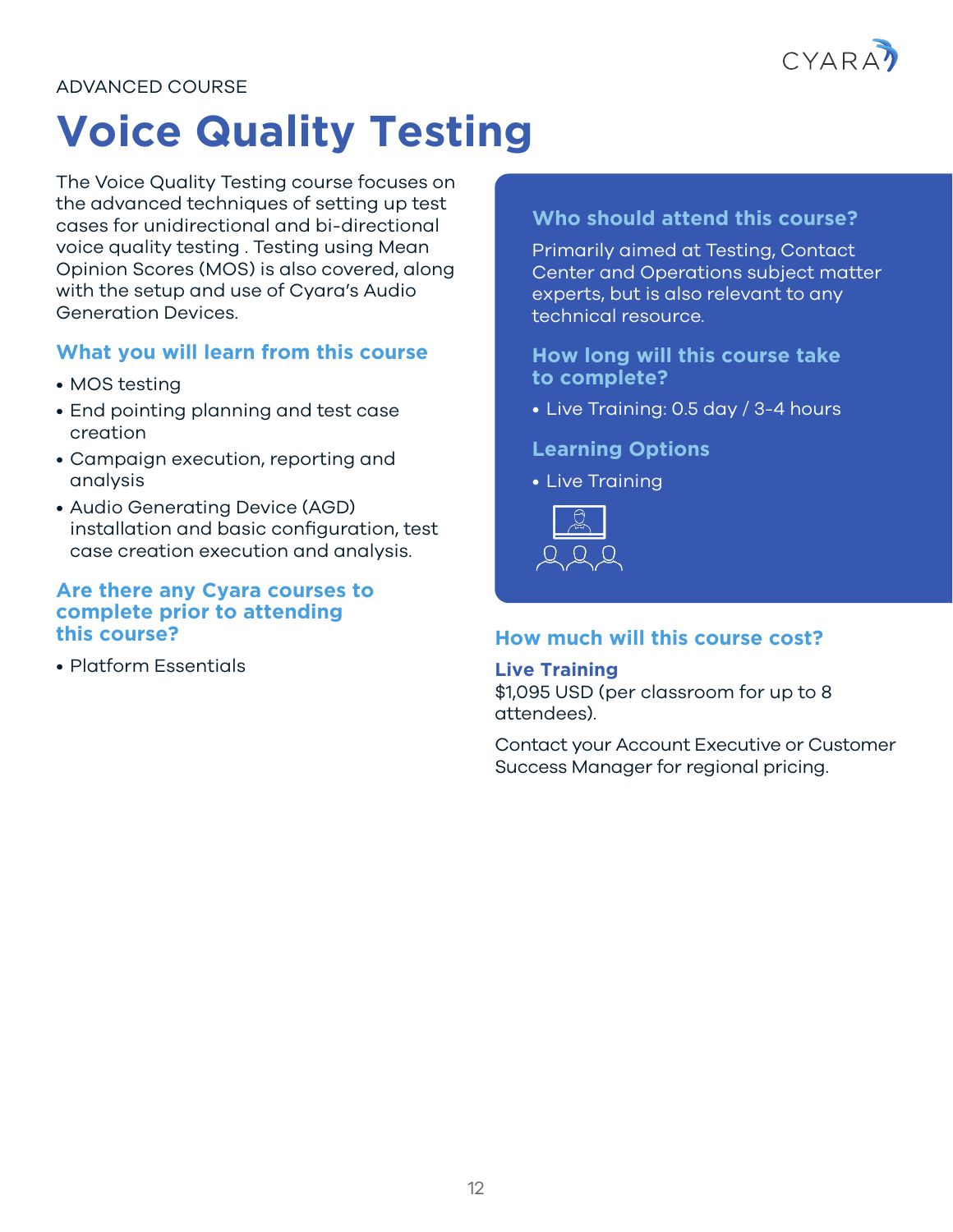ADVANCED COURSE

# Voice Quality Testing

The Voice Quality Testing course focuses on the advanced techniques of setting up test cases for unidirectional and bi-directional voice quality testing . Testing using Mean Opinion Scores (MOS) is also covered, along with the setup and use of Cyara's Audio Generation Devices.

## What you will learn from this course

- MOS testing
- End pointing planning and test case creation
- Campaign execution, reporting and analysis
- Audio Generating Device (AGD) installation and basic configuration, test case creation execution and analysis.

## Are there any Cyara courses to complete prior to attending this course?

- Platform Essentials

## Who should attend this course?

Primarily aimed at Testing, Contact Center and Operations subject matter experts, but is also relevant to any technical resource.

## How long will this course take to complete?

- Live Training: 0.5 day / 3-4 hours

## Learning Options

- Live Training

## How much will this course cost?

### Live Training

$1,095 USD (per classroom for up to 8 attendees).

Contact your Account Executive or Customer Success Manager for regional pricing.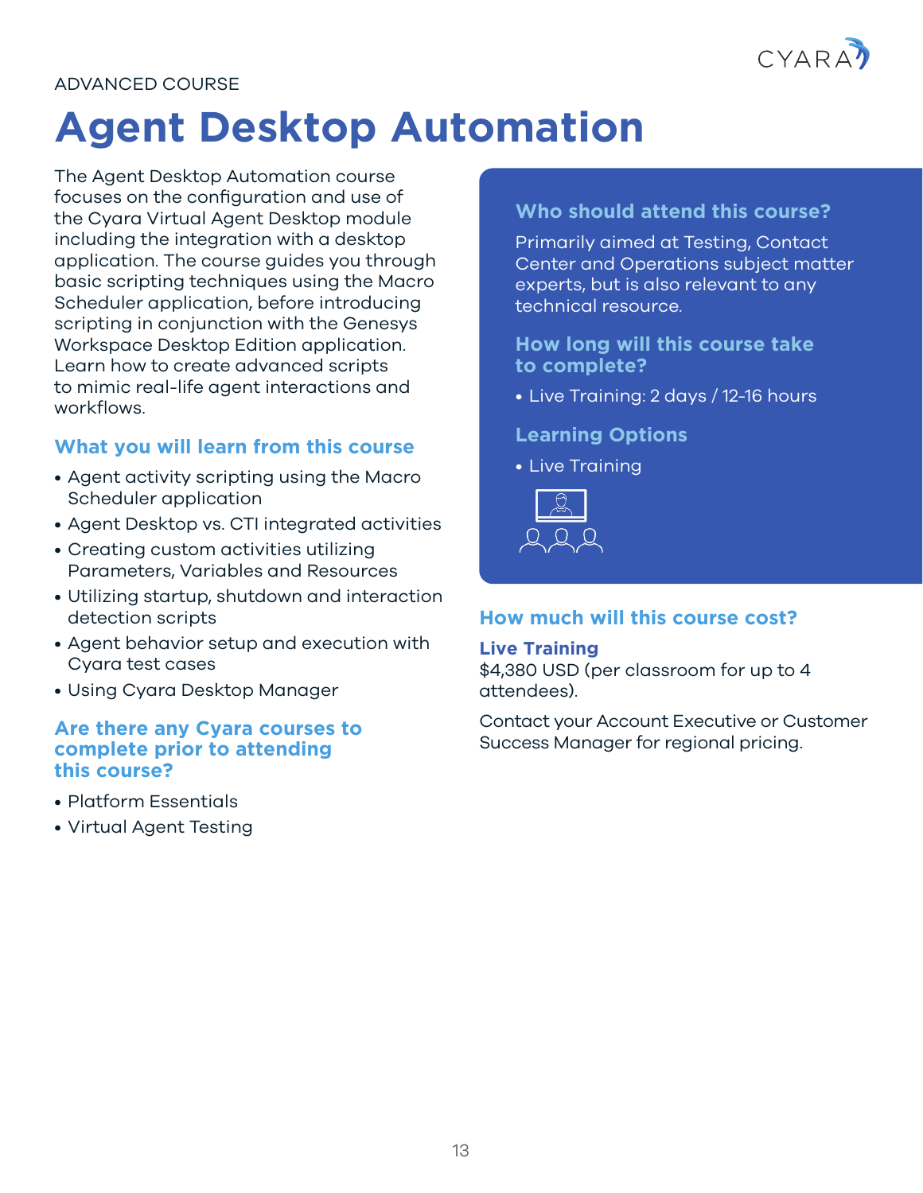ADVANCED COURSE

# Agent Desktop Automation

The Agent Desktop Automation course focuses on the configuration and use of the Cyara Virtual Agent Desktop module including the integration with a desktop application. The course guides you through basic scripting techniques using the Macro Scheduler application, before introducing scripting in conjunction with the Genesys Workspace Desktop Edition application. Learn how to create advanced scripts to mimic real-life agent interactions and workflows.

## What you will learn from this course

- Agent activity scripting using the Macro Scheduler application
- Agent Desktop vs. CTI integrated activities
- Creating custom activities utilizing Parameters, Variables and Resources
- Utilizing startup, shutdown and interaction detection scripts
- Agent behavior setup and execution with Cyara test cases
- Using Cyara Desktop Manager

## Are there any Cyara courses to complete prior to attending this course?

- Platform Essentials
- Virtual Agent Testing

## Who should attend this course?

Primarily aimed at Testing, Contact Center and Operations subject matter experts, but is also relevant to any technical resource.

## How long will this course take to complete?

- Live Training: 2 days / 12-16 hours

## Learning Options

- Live Training

## How much will this course cost?

### Live Training

$4,380 USD (per classroom for up to 4 attendees).

Contact your Account Executive or Customer Success Manager for regional pricing.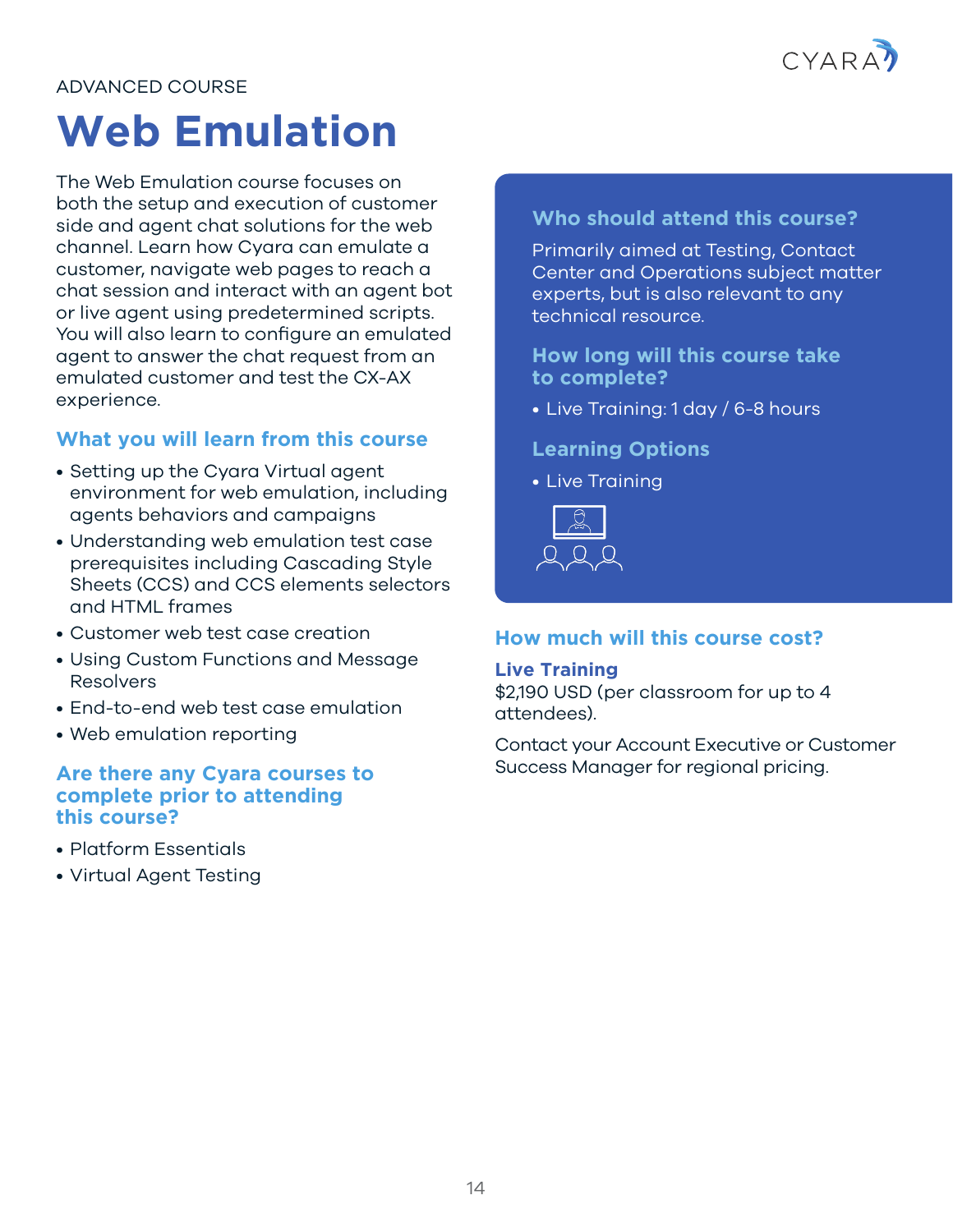ADVANCED COURSE

# Web Emulation

The Web Emulation course focuses on both the setup and execution of customer side and agent chat solutions for the web channel. Learn how Cyara can emulate a customer, navigate web pages to reach a chat session and interact with an agent bot or live agent using predetermined scripts. You will also learn to configure an emulated agent to answer the chat request from an emulated customer and test the CX-AX experience.

## What you will learn from this course

- Setting up the Cyara Virtual agent environment for web emulation, including agents behaviors and campaigns
- Understanding web emulation test case prerequisites including Cascading Style Sheets (CCS) and CCS elements selectors and HTML frames
- Customer web test case creation
- Using Custom Functions and Message Resolvers
- End-to-end web test case emulation
- Web emulation reporting

## Are there any Cyara courses to complete prior to attending this course?

- Platform Essentials
- Virtual Agent Testing

## Who should attend this course?

Primarily aimed at Testing, Contact Center and Operations subject matter experts, but is also relevant to any technical resource.

## How long will this course take to complete?

- Live Training: 1 day / 6-8 hours

## Learning Options

- Live Training

## How much will this course cost?

### Live Training

$2,190 USD (per classroom for up to 4 attendees).

Contact your Account Executive or Customer Success Manager for regional pricing.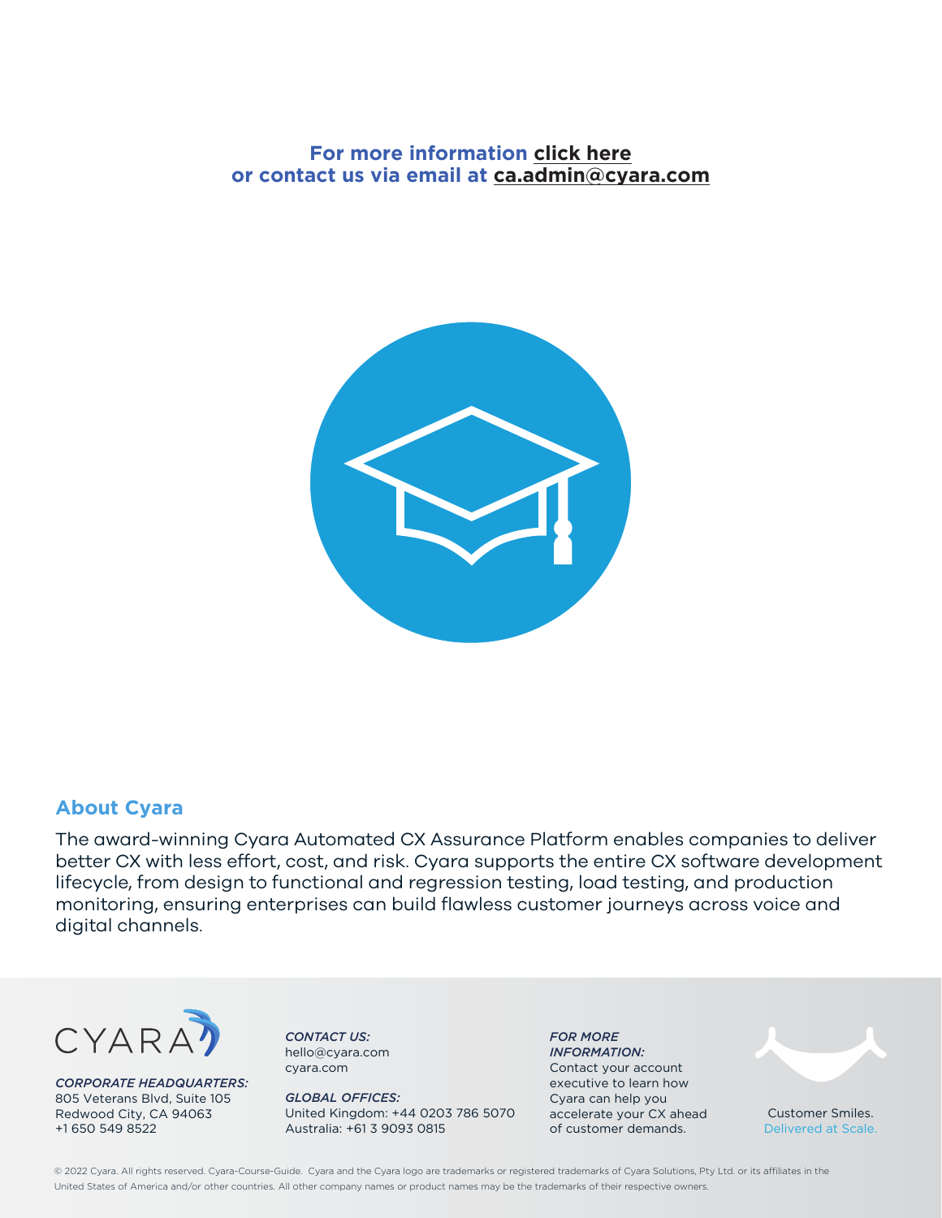**For more information click here**
**or contact us via email at ca.admin@cyara.com**

## About Cyara

The award-winning Cyara Automated CX Assurance Platform enables companies to deliver better CX with less effort, cost, and risk. Cyara supports the entire CX software development lifecycle, from design to functional and regression testing, load testing, and production monitoring, ensuring enterprises can build flawless customer journeys across voice and digital channels.

CYARA

*CORPORATE HEADQUARTERS:*
805 Veterans Blvd, Suite 105
Redwood City, CA 94063
+1 650 549 8522

*CONTACT US:*
hello@cyara.com
cyara.com

*GLOBAL OFFICES:*
United Kingdom: +44 0203 786 5070
Australia: +61 3 9093 0815

*FOR MORE INFORMATION:*
Contact your account executive to learn how Cyara can help you accelerate your CX ahead of customer demands.

Customer Smiles.
Delivered at Scale.

© 2022 Cyara. All rights reserved. Cyara-Course-Guide. Cyara and the Cyara logo are trademarks or registered trademarks of Cyara Solutions, Pty Ltd. or its affiliates in the United States of America and/or other countries. All other company names or product names may be the trademarks of their respective owners.